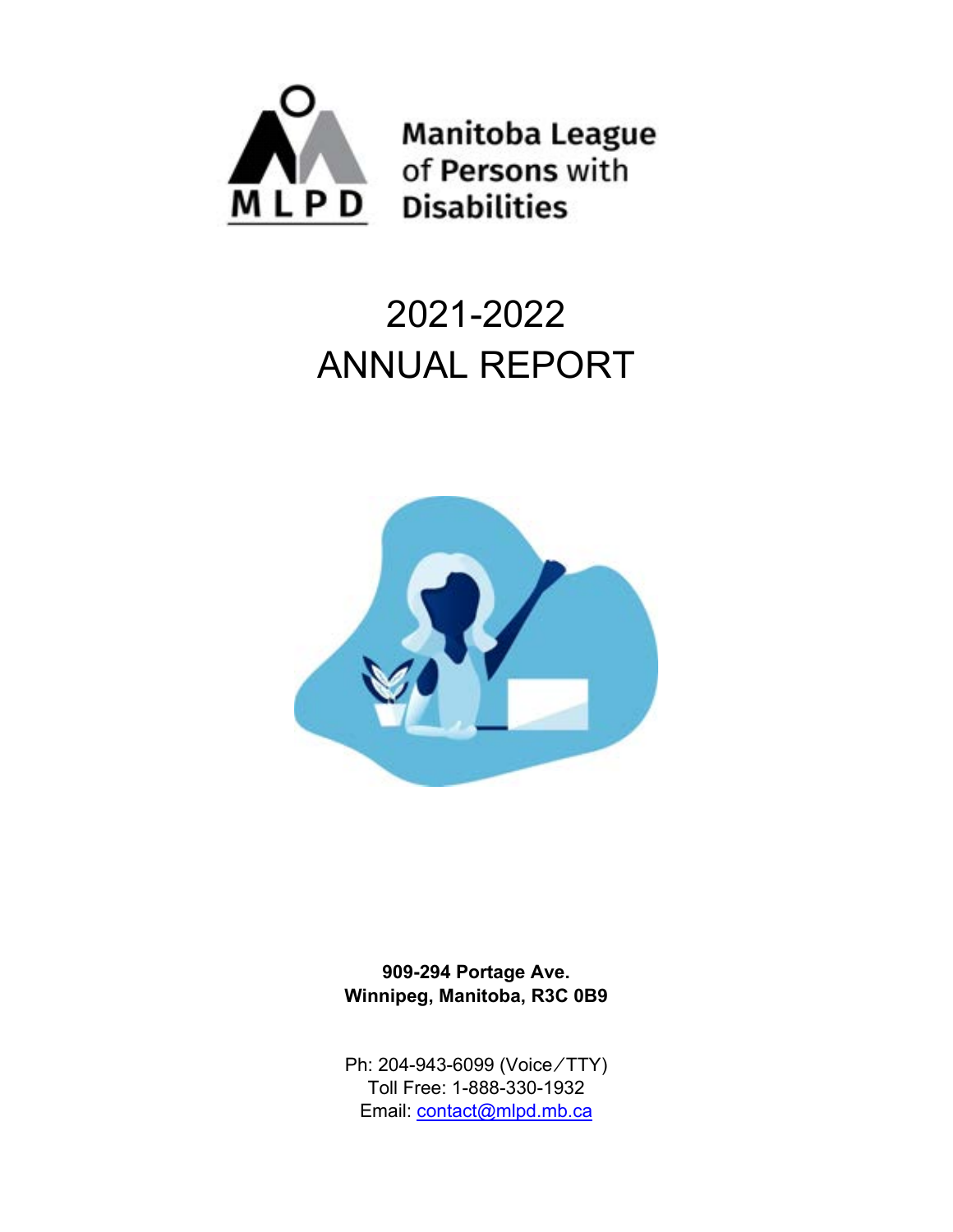MLPD

Manitoba League of Persons with Disabilities

# 2021-2022 ANNUAL REPORT

**909-294 Portage Ave.**
**Winnipeg, Manitoba, R3C 0B9**

Ph: 204-943-6099 (Voice/TTY)
Toll Free: 1-888-330-1932
Email: contact@mlpd.mb.ca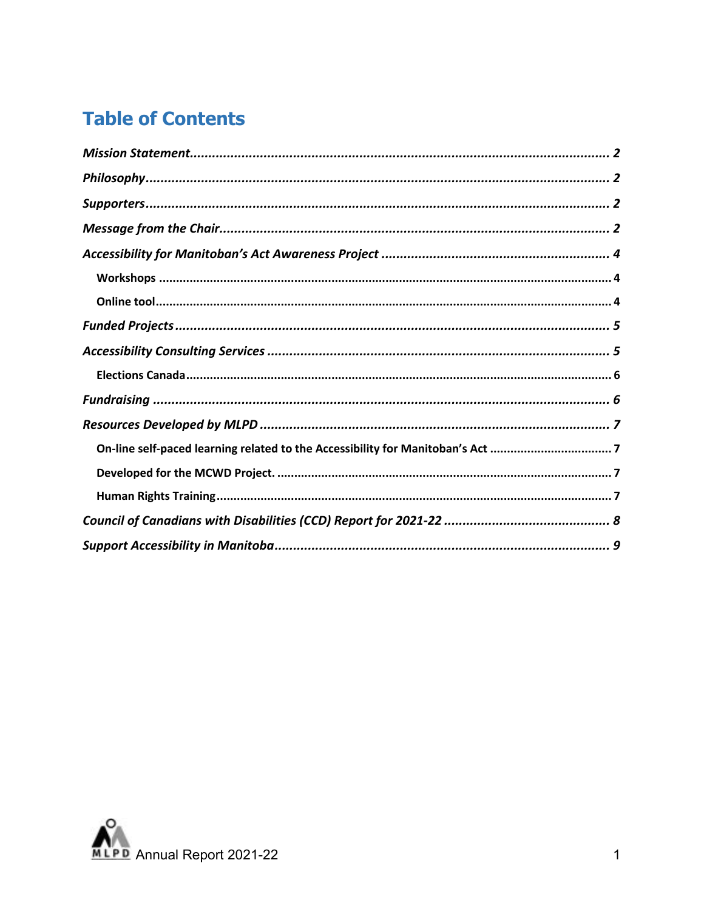# Table of Contents

*Mission Statement* ..... 2

*Philosophy* ..... 2

*Supporters* ..... 2

*Message from the Chair* ..... 2

*Accessibility for Manitoban's Act Awareness Project* ..... 4

- **Workshops** ..... 4
- **Online tool** ..... 4

*Funded Projects* ..... 5

*Accessibility Consulting Services* ..... 5

- **Elections Canada** ..... 6

*Fundraising* ..... 6

*Resources Developed by MLPD* ..... 7

- **On-line self-paced learning related to the Accessibility for Manitoban's Act** ..... 7
- **Developed for the MCWD Project.** ..... 7
- **Human Rights Training** ..... 7

*Council of Canadians with Disabilities (CCD) Report for 2021-22* ..... 8

*Support Accessibility in Manitoba* ..... 9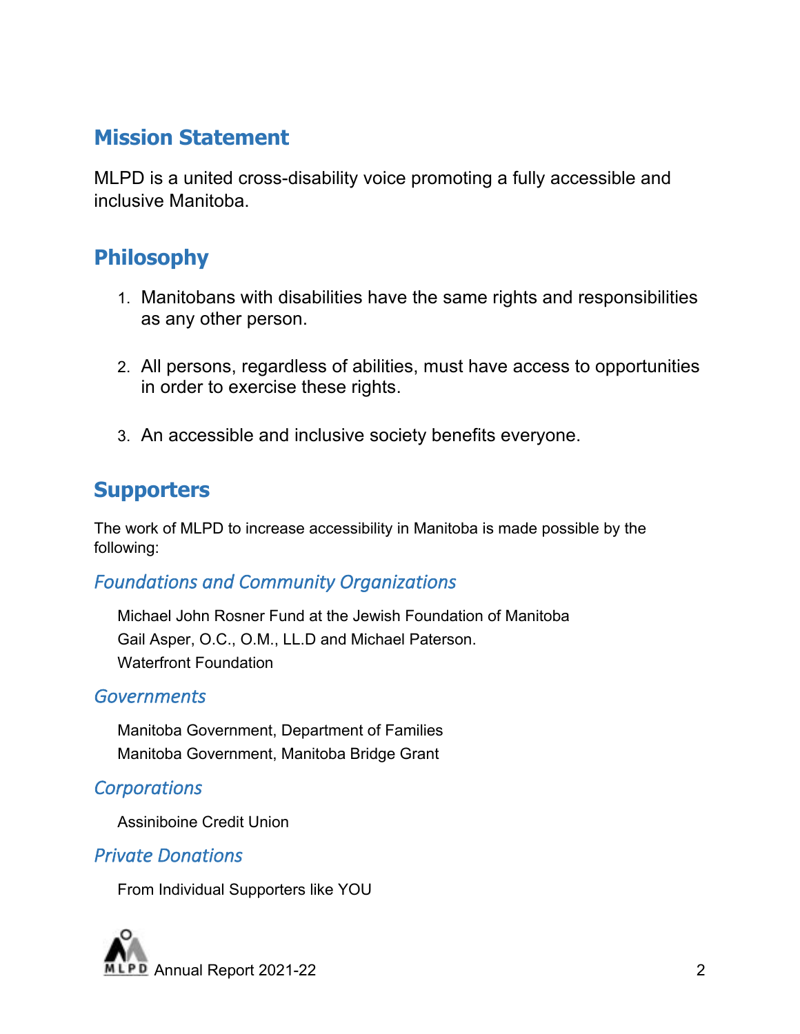## Mission Statement

MLPD is a united cross-disability voice promoting a fully accessible and inclusive Manitoba.

## Philosophy

1. Manitobans with disabilities have the same rights and responsibilities as any other person.

2. All persons, regardless of abilities, must have access to opportunities in order to exercise these rights.

3. An accessible and inclusive society benefits everyone.

## Supporters

The work of MLPD to increase accessibility in Manitoba is made possible by the following:

### *Foundations and Community Organizations*

Michael John Rosner Fund at the Jewish Foundation of Manitoba
Gail Asper, O.C., O.M., LL.D and Michael Paterson.
Waterfront Foundation

### *Governments*

Manitoba Government, Department of Families
Manitoba Government, Manitoba Bridge Grant

### *Corporations*

Assiniboine Credit Union

### *Private Donations*

From Individual Supporters like YOU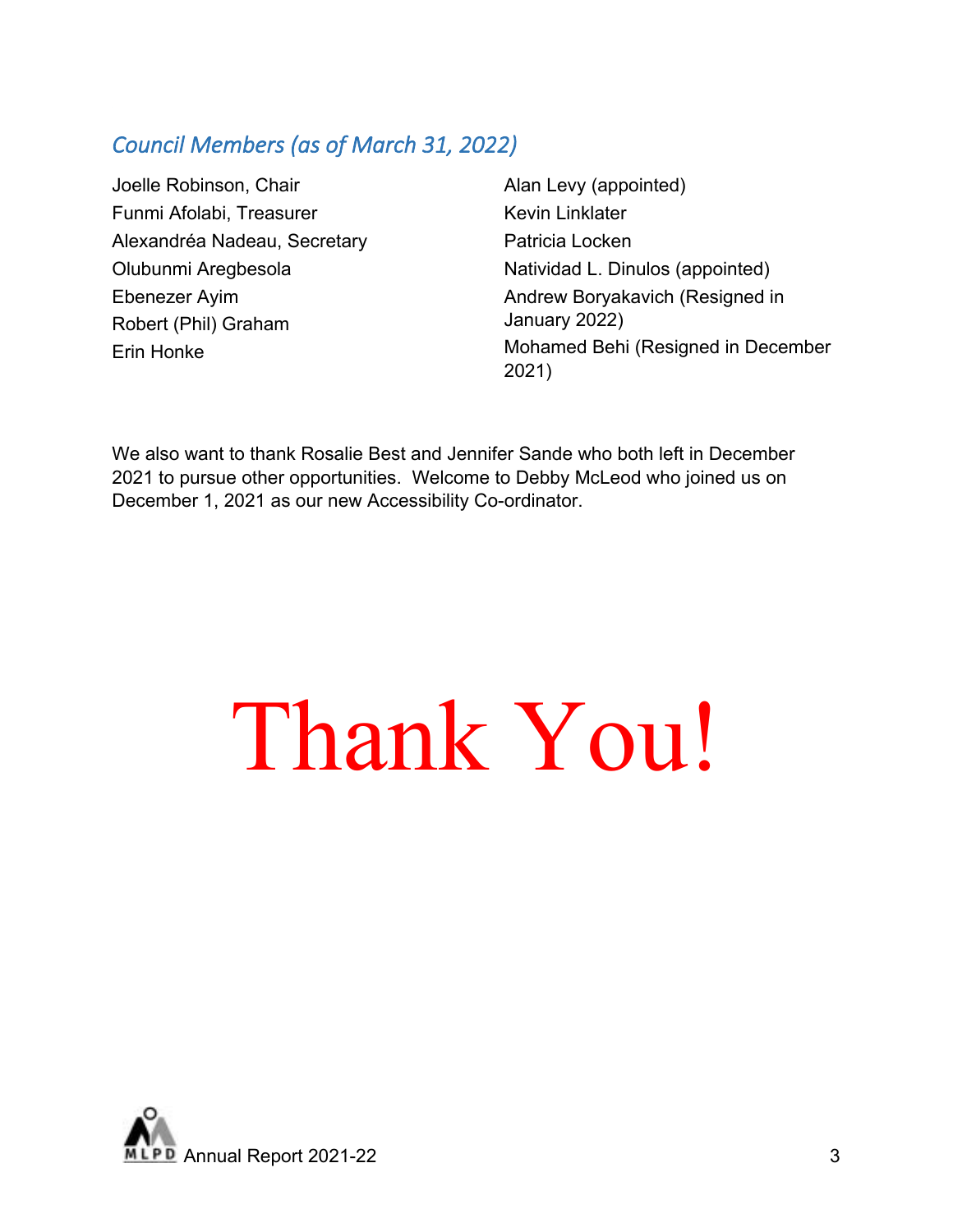## *Council Members (as of March 31, 2022)*

Joelle Robinson, Chair
Funmi Afolabi, Treasurer
Alexandréa Nadeau, Secretary
Olubunmi Aregbesola
Ebenezer Ayim
Robert (Phil) Graham
Erin Honke
Alan Levy (appointed)
Kevin Linklater
Patricia Locken
Natividad L. Dinulos (appointed)
Andrew Boryakavich (Resigned in January 2022)
Mohamed Behi (Resigned in December 2021)

We also want to thank Rosalie Best and Jennifer Sande who both left in December 2021 to pursue other opportunities. Welcome to Debby McLeod who joined us on December 1, 2021 as our new Accessibility Co-ordinator.

# Thank You!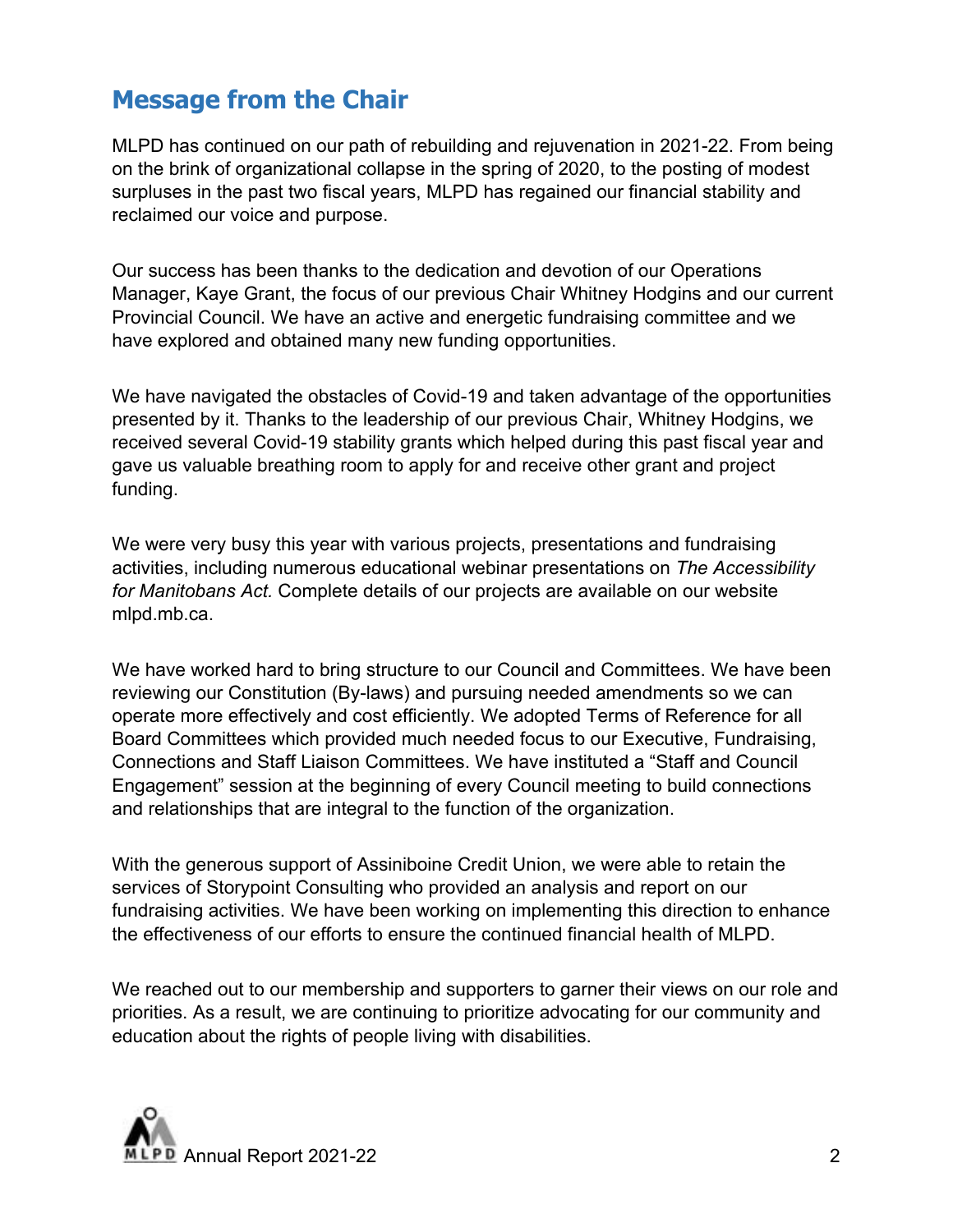## Message from the Chair

MLPD has continued on our path of rebuilding and rejuvenation in 2021-22. From being on the brink of organizational collapse in the spring of 2020, to the posting of modest surpluses in the past two fiscal years, MLPD has regained our financial stability and reclaimed our voice and purpose.

Our success has been thanks to the dedication and devotion of our Operations Manager, Kaye Grant, the focus of our previous Chair Whitney Hodgins and our current Provincial Council. We have an active and energetic fundraising committee and we have explored and obtained many new funding opportunities.

We have navigated the obstacles of Covid-19 and taken advantage of the opportunities presented by it. Thanks to the leadership of our previous Chair, Whitney Hodgins, we received several Covid-19 stability grants which helped during this past fiscal year and gave us valuable breathing room to apply for and receive other grant and project funding.

We were very busy this year with various projects, presentations and fundraising activities, including numerous educational webinar presentations on *The Accessibility for Manitobans Act.* Complete details of our projects are available on our website mlpd.mb.ca.

We have worked hard to bring structure to our Council and Committees. We have been reviewing our Constitution (By-laws) and pursuing needed amendments so we can operate more effectively and cost efficiently. We adopted Terms of Reference for all Board Committees which provided much needed focus to our Executive, Fundraising, Connections and Staff Liaison Committees. We have instituted a “Staff and Council Engagement” session at the beginning of every Council meeting to build connections and relationships that are integral to the function of the organization.

With the generous support of Assiniboine Credit Union, we were able to retain the services of Storypoint Consulting who provided an analysis and report on our fundraising activities. We have been working on implementing this direction to enhance the effectiveness of our efforts to ensure the continued financial health of MLPD.

We reached out to our membership and supporters to garner their views on our role and priorities. As a result, we are continuing to prioritize advocating for our community and education about the rights of people living with disabilities.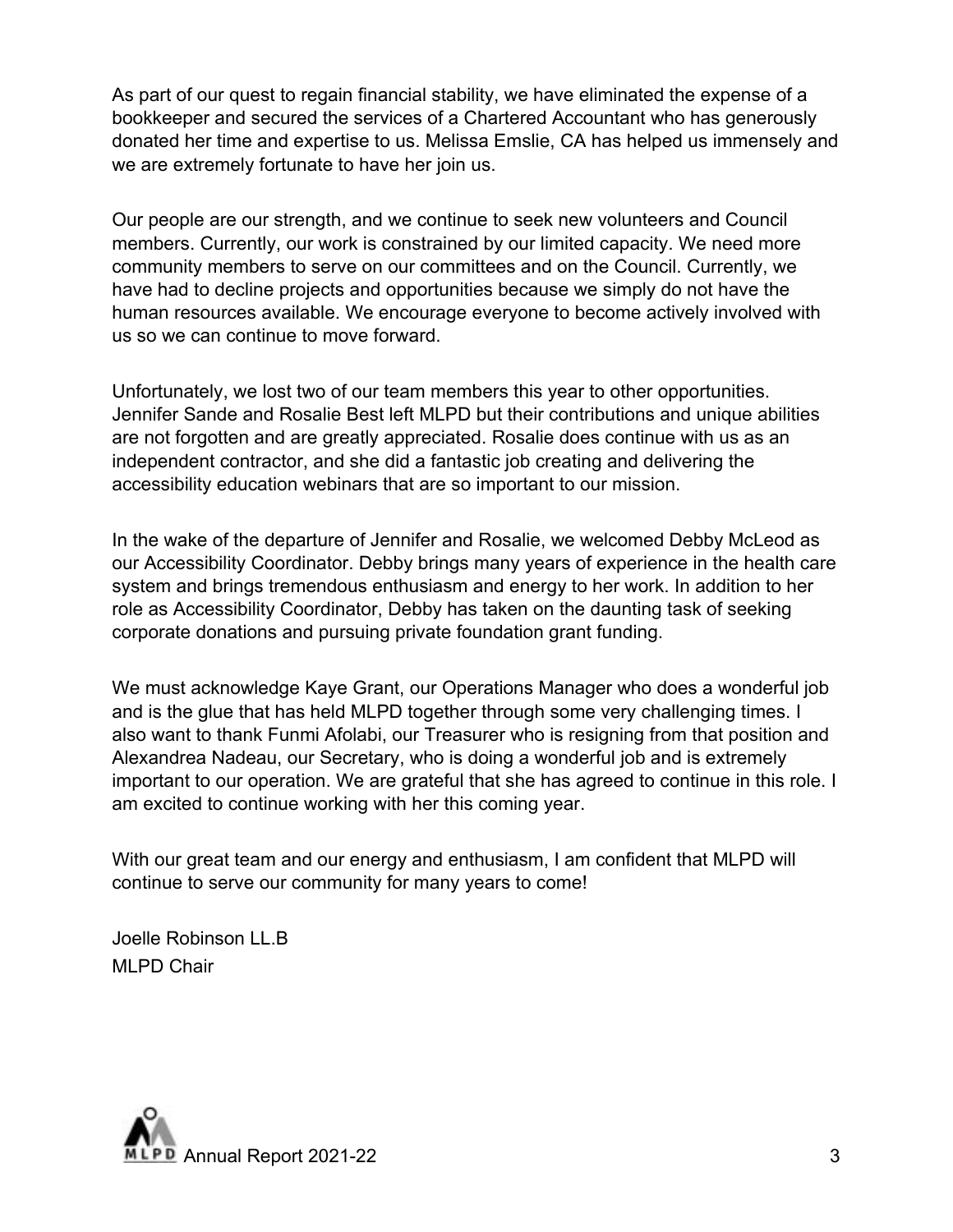As part of our quest to regain financial stability, we have eliminated the expense of a bookkeeper and secured the services of a Chartered Accountant who has generously donated her time and expertise to us. Melissa Emslie, CA has helped us immensely and we are extremely fortunate to have her join us.

Our people are our strength, and we continue to seek new volunteers and Council members. Currently, our work is constrained by our limited capacity. We need more community members to serve on our committees and on the Council. Currently, we have had to decline projects and opportunities because we simply do not have the human resources available. We encourage everyone to become actively involved with us so we can continue to move forward.

Unfortunately, we lost two of our team members this year to other opportunities. Jennifer Sande and Rosalie Best left MLPD but their contributions and unique abilities are not forgotten and are greatly appreciated. Rosalie does continue with us as an independent contractor, and she did a fantastic job creating and delivering the accessibility education webinars that are so important to our mission.

In the wake of the departure of Jennifer and Rosalie, we welcomed Debby McLeod as our Accessibility Coordinator. Debby brings many years of experience in the health care system and brings tremendous enthusiasm and energy to her work. In addition to her role as Accessibility Coordinator, Debby has taken on the daunting task of seeking corporate donations and pursuing private foundation grant funding.

We must acknowledge Kaye Grant, our Operations Manager who does a wonderful job and is the glue that has held MLPD together through some very challenging times. I also want to thank Funmi Afolabi, our Treasurer who is resigning from that position and Alexandrea Nadeau, our Secretary, who is doing a wonderful job and is extremely important to our operation. We are grateful that she has agreed to continue in this role. I am excited to continue working with her this coming year.

With our great team and our energy and enthusiasm, I am confident that MLPD will continue to serve our community for many years to come!

Joelle Robinson LL.B
MLPD Chair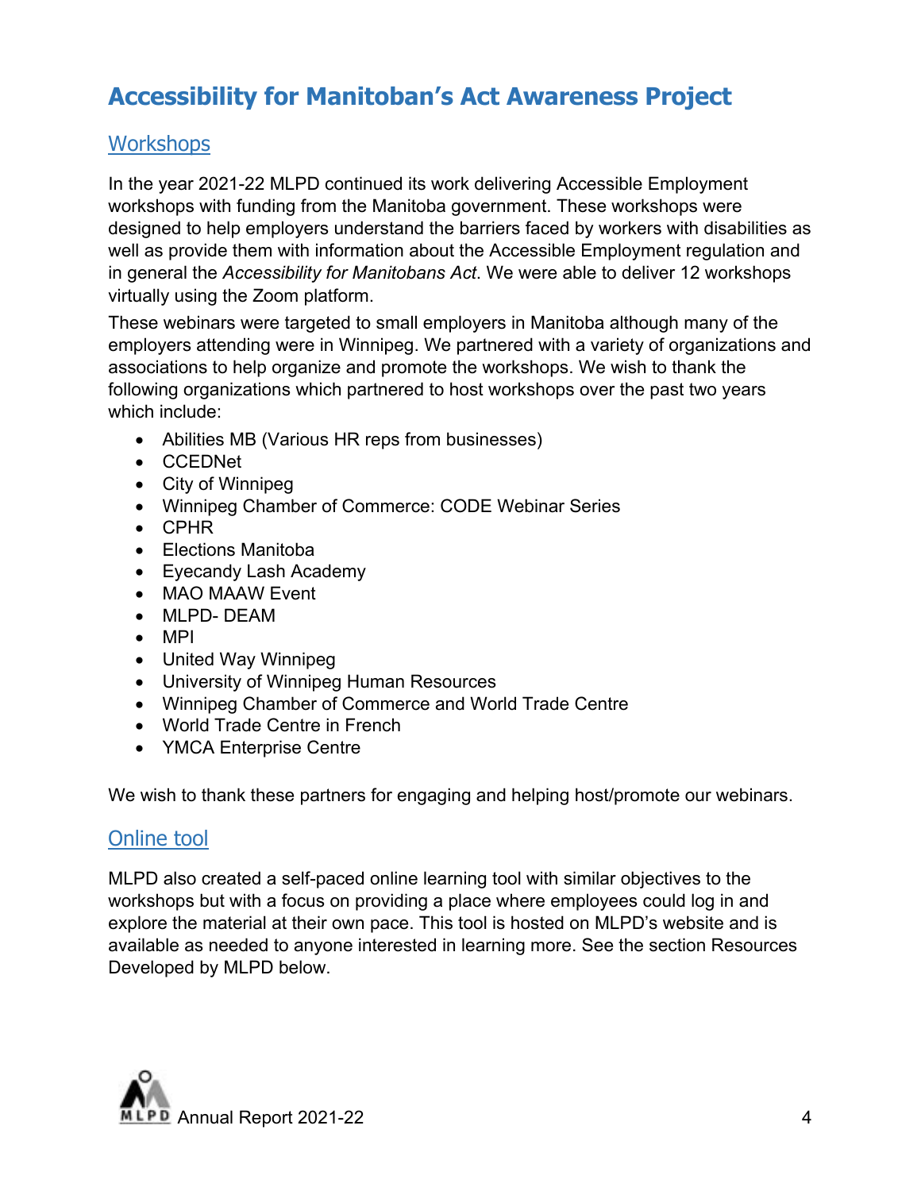# Accessibility for Manitoban's Act Awareness Project

## Workshops

In the year 2021-22 MLPD continued its work delivering Accessible Employment workshops with funding from the Manitoba government. These workshops were designed to help employers understand the barriers faced by workers with disabilities as well as provide them with information about the Accessible Employment regulation and in general the *Accessibility for Manitobans Act*. We were able to deliver 12 workshops virtually using the Zoom platform.

These webinars were targeted to small employers in Manitoba although many of the employers attending were in Winnipeg. We partnered with a variety of organizations and associations to help organize and promote the workshops. We wish to thank the following organizations which partnered to host workshops over the past two years which include:

- Abilities MB (Various HR reps from businesses)
- CCEDNet
- City of Winnipeg
- Winnipeg Chamber of Commerce: CODE Webinar Series
- CPHR
- Elections Manitoba
- Eyecandy Lash Academy
- MAO MAAW Event
- MLPD- DEAM
- MPI
- United Way Winnipeg
- University of Winnipeg Human Resources
- Winnipeg Chamber of Commerce and World Trade Centre
- World Trade Centre in French
- YMCA Enterprise Centre

We wish to thank these partners for engaging and helping host/promote our webinars.

## Online tool

MLPD also created a self-paced online learning tool with similar objectives to the workshops but with a focus on providing a place where employees could log in and explore the material at their own pace. This tool is hosted on MLPD's website and is available as needed to anyone interested in learning more. See the section Resources Developed by MLPD below.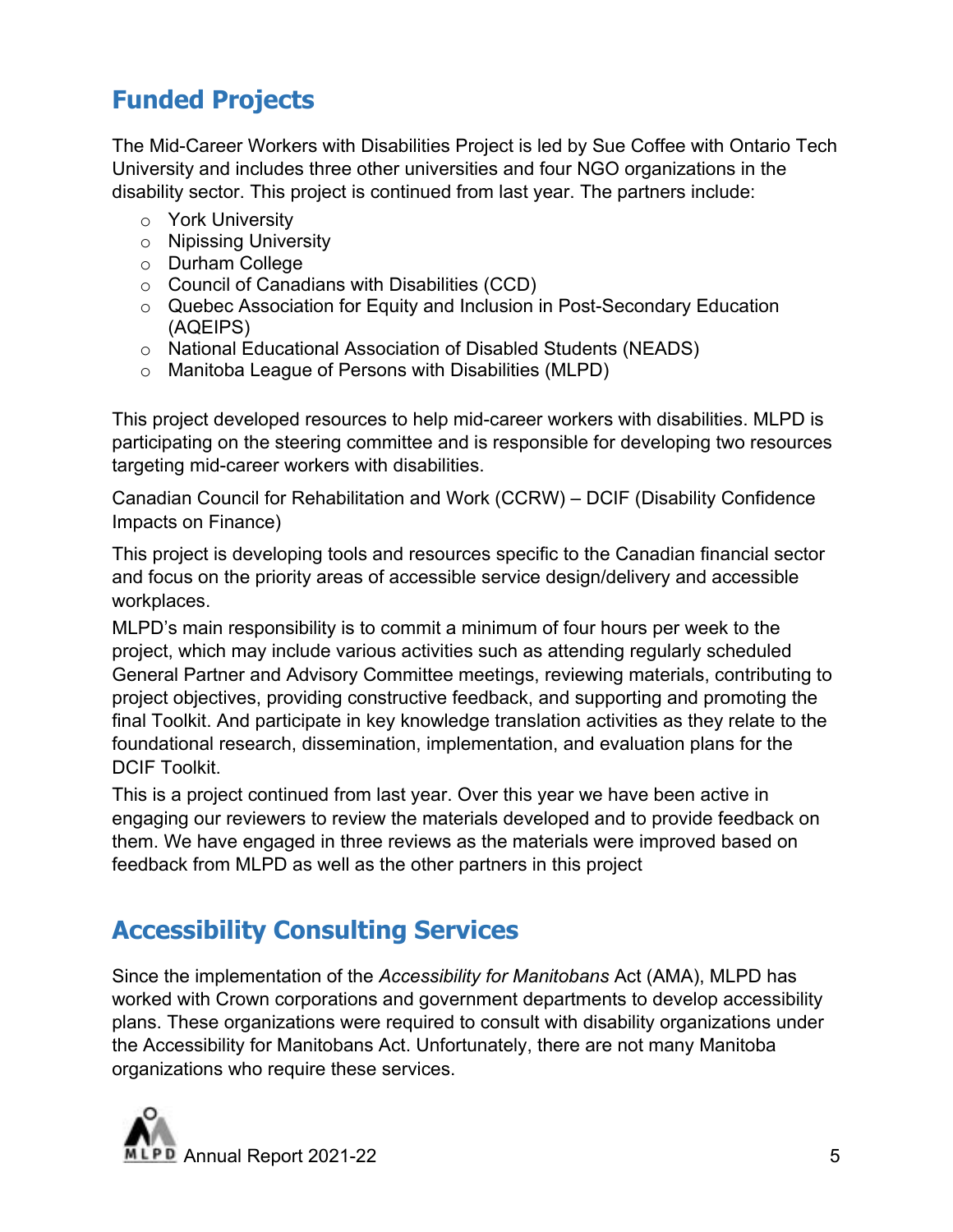## Funded Projects

The Mid-Career Workers with Disabilities Project is led by Sue Coffee with Ontario Tech University and includes three other universities and four NGO organizations in the disability sector. This project is continued from last year. The partners include:

- York University
- Nipissing University
- Durham College
- Council of Canadians with Disabilities (CCD)
- Quebec Association for Equity and Inclusion in Post-Secondary Education (AQEIPS)
- National Educational Association of Disabled Students (NEADS)
- Manitoba League of Persons with Disabilities (MLPD)

This project developed resources to help mid-career workers with disabilities. MLPD is participating on the steering committee and is responsible for developing two resources targeting mid-career workers with disabilities.

Canadian Council for Rehabilitation and Work (CCRW) – DCIF (Disability Confidence Impacts on Finance)

This project is developing tools and resources specific to the Canadian financial sector and focus on the priority areas of accessible service design/delivery and accessible workplaces.

MLPD's main responsibility is to commit a minimum of four hours per week to the project, which may include various activities such as attending regularly scheduled General Partner and Advisory Committee meetings, reviewing materials, contributing to project objectives, providing constructive feedback, and supporting and promoting the final Toolkit. And participate in key knowledge translation activities as they relate to the foundational research, dissemination, implementation, and evaluation plans for the DCIF Toolkit.

This is a project continued from last year. Over this year we have been active in engaging our reviewers to review the materials developed and to provide feedback on them. We have engaged in three reviews as the materials were improved based on feedback from MLPD as well as the other partners in this project

## Accessibility Consulting Services

Since the implementation of the *Accessibility for Manitobans* Act (AMA), MLPD has worked with Crown corporations and government departments to develop accessibility plans. These organizations were required to consult with disability organizations under the Accessibility for Manitobans Act. Unfortunately, there are not many Manitoba organizations who require these services.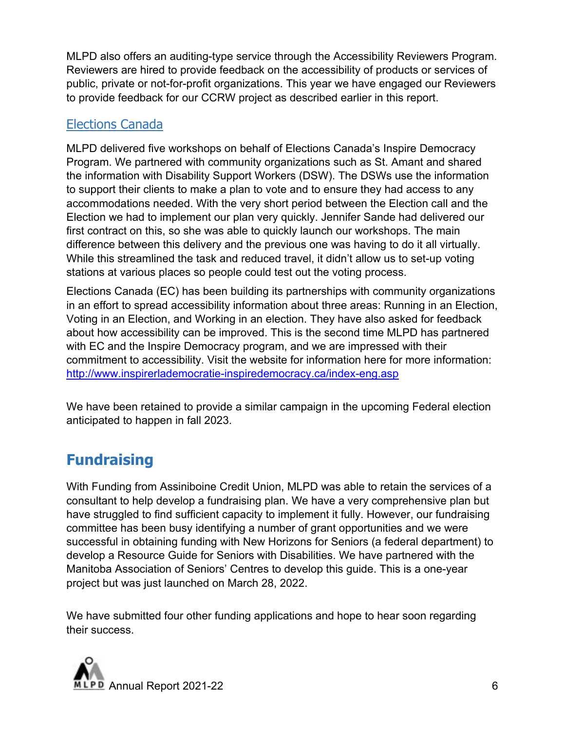MLPD also offers an auditing-type service through the Accessibility Reviewers Program. Reviewers are hired to provide feedback on the accessibility of products or services of public, private or not-for-profit organizations. This year we have engaged our Reviewers to provide feedback for our CCRW project as described earlier in this report.

### Elections Canada

MLPD delivered five workshops on behalf of Elections Canada's Inspire Democracy Program. We partnered with community organizations such as St. Amant and shared the information with Disability Support Workers (DSW). The DSWs use the information to support their clients to make a plan to vote and to ensure they had access to any accommodations needed. With the very short period between the Election call and the Election we had to implement our plan very quickly. Jennifer Sande had delivered our first contract on this, so she was able to quickly launch our workshops. The main difference between this delivery and the previous one was having to do it all virtually. While this streamlined the task and reduced travel, it didn't allow us to set-up voting stations at various places so people could test out the voting process.

Elections Canada (EC) has been building its partnerships with community organizations in an effort to spread accessibility information about three areas: Running in an Election, Voting in an Election, and Working in an election. They have also asked for feedback about how accessibility can be improved. This is the second time MLPD has partnered with EC and the Inspire Democracy program, and we are impressed with their commitment to accessibility. Visit the website for information here for more information: http://www.inspirerlademocratie-inspiredemocracy.ca/index-eng.asp

We have been retained to provide a similar campaign in the upcoming Federal election anticipated to happen in fall 2023.

## Fundraising

With Funding from Assiniboine Credit Union, MLPD was able to retain the services of a consultant to help develop a fundraising plan. We have a very comprehensive plan but have struggled to find sufficient capacity to implement it fully. However, our fundraising committee has been busy identifying a number of grant opportunities and we were successful in obtaining funding with New Horizons for Seniors (a federal department) to develop a Resource Guide for Seniors with Disabilities. We have partnered with the Manitoba Association of Seniors' Centres to develop this guide. This is a one-year project but was just launched on March 28, 2022.

We have submitted four other funding applications and hope to hear soon regarding their success.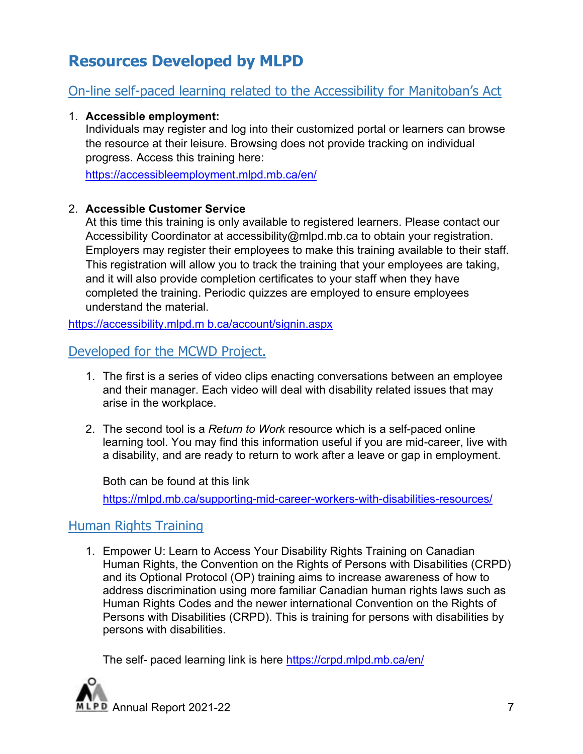# Resources Developed by MLPD

## On-line self-paced learning related to the Accessibility for Manitoban's Act

1. **Accessible employment:**
   Individuals may register and log into their customized portal or learners can browse the resource at their leisure. Browsing does not provide tracking on individual progress. Access this training here:
   https://accessibleemployment.mlpd.mb.ca/en/

2. **Accessible Customer Service**
   At this time this training is only available to registered learners. Please contact our Accessibility Coordinator at accessibility@mlpd.mb.ca to obtain your registration. Employers may register their employees to make this training available to their staff. This registration will allow you to track the training that your employees are taking, and it will also provide completion certificates to your staff when they have completed the training. Periodic quizzes are employed to ensure employees understand the material.

https://accessibility.mlpd.m b.ca/account/signin.aspx

## Developed for the MCWD Project.

1. The first is a series of video clips enacting conversations between an employee and their manager. Each video will deal with disability related issues that may arise in the workplace.

2. The second tool is a *Return to Work* resource which is a self-paced online learning tool. You may find this information useful if you are mid-career, live with a disability, and are ready to return to work after a leave or gap in employment.

   Both can be found at this link
   https://mlpd.mb.ca/supporting-mid-career-workers-with-disabilities-resources/

## Human Rights Training

1. Empower U: Learn to Access Your Disability Rights Training on Canadian Human Rights, the Convention on the Rights of Persons with Disabilities (CRPD) and its Optional Protocol (OP) training aims to increase awareness of how to address discrimination using more familiar Canadian human rights laws such as Human Rights Codes and the newer international Convention on the Rights of Persons with Disabilities (CRPD). This is training for persons with disabilities by persons with disabilities.

   The self- paced learning link is here https://crpd.mlpd.mb.ca/en/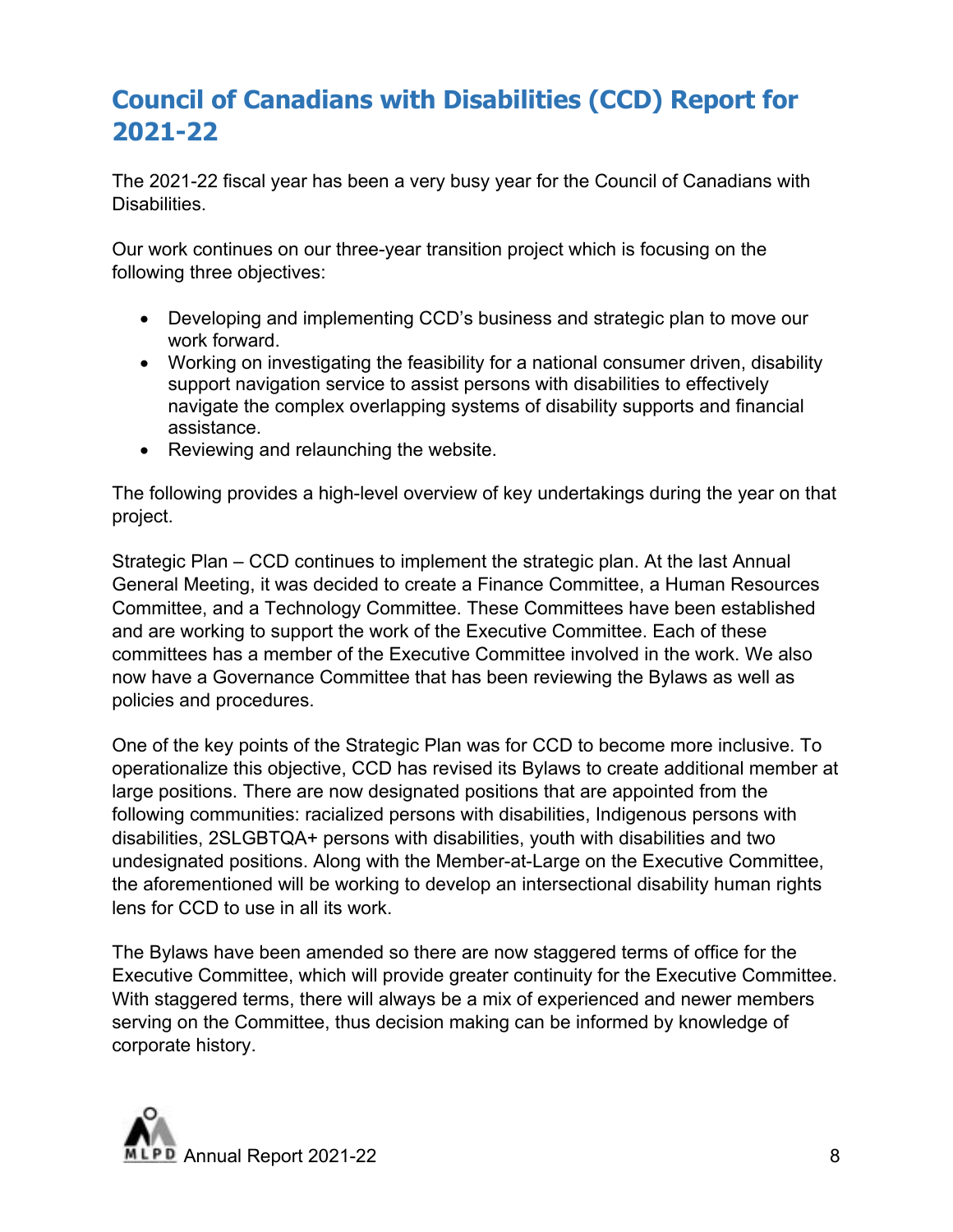# Council of Canadians with Disabilities (CCD) Report for 2021-22

The 2021-22 fiscal year has been a very busy year for the Council of Canadians with Disabilities.

Our work continues on our three-year transition project which is focusing on the following three objectives:

- Developing and implementing CCD's business and strategic plan to move our work forward.
- Working on investigating the feasibility for a national consumer driven, disability support navigation service to assist persons with disabilities to effectively navigate the complex overlapping systems of disability supports and financial assistance.
- Reviewing and relaunching the website.

The following provides a high-level overview of key undertakings during the year on that project.

Strategic Plan – CCD continues to implement the strategic plan. At the last Annual General Meeting, it was decided to create a Finance Committee, a Human Resources Committee, and a Technology Committee. These Committees have been established and are working to support the work of the Executive Committee. Each of these committees has a member of the Executive Committee involved in the work. We also now have a Governance Committee that has been reviewing the Bylaws as well as policies and procedures.

One of the key points of the Strategic Plan was for CCD to become more inclusive. To operationalize this objective, CCD has revised its Bylaws to create additional member at large positions. There are now designated positions that are appointed from the following communities: racialized persons with disabilities, Indigenous persons with disabilities, 2SLGBTQA+ persons with disabilities, youth with disabilities and two undesignated positions. Along with the Member-at-Large on the Executive Committee, the aforementioned will be working to develop an intersectional disability human rights lens for CCD to use in all its work.

The Bylaws have been amended so there are now staggered terms of office for the Executive Committee, which will provide greater continuity for the Executive Committee. With staggered terms, there will always be a mix of experienced and newer members serving on the Committee, thus decision making can be informed by knowledge of corporate history.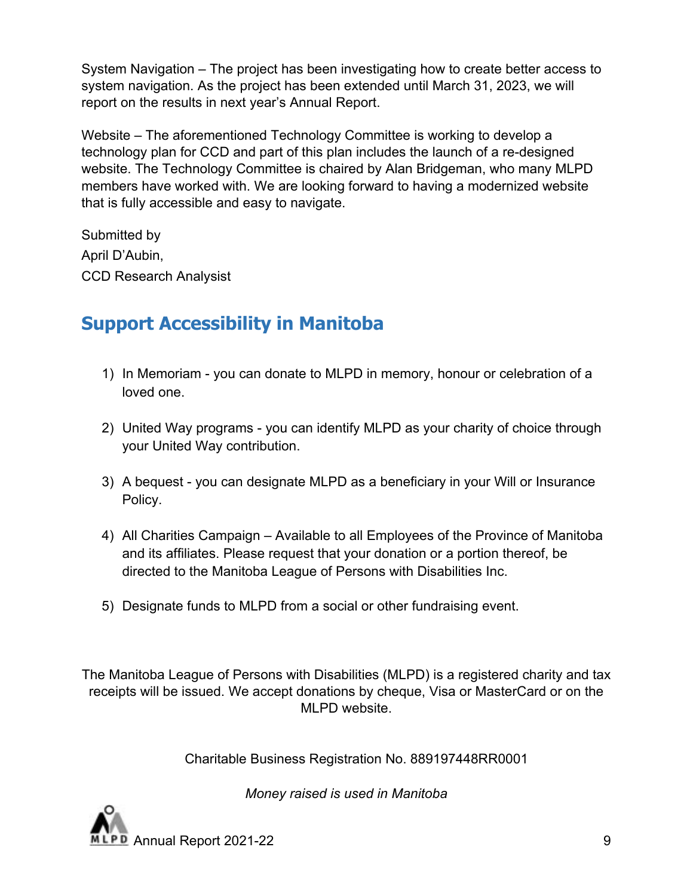System Navigation – The project has been investigating how to create better access to system navigation. As the project has been extended until March 31, 2023, we will report on the results in next year's Annual Report.

Website – The aforementioned Technology Committee is working to develop a technology plan for CCD and part of this plan includes the launch of a re-designed website. The Technology Committee is chaired by Alan Bridgeman, who many MLPD members have worked with. We are looking forward to having a modernized website that is fully accessible and easy to navigate.

Submitted by  
April D'Aubin,  
CCD Research Analysist

## Support Accessibility in Manitoba

1) In Memoriam - you can donate to MLPD in memory, honour or celebration of a loved one.

2) United Way programs - you can identify MLPD as your charity of choice through your United Way contribution.

3) A bequest - you can designate MLPD as a beneficiary in your Will or Insurance Policy.

4) All Charities Campaign – Available to all Employees of the Province of Manitoba and its affiliates. Please request that your donation or a portion thereof, be directed to the Manitoba League of Persons with Disabilities Inc.

5) Designate funds to MLPD from a social or other fundraising event.

The Manitoba League of Persons with Disabilities (MLPD) is a registered charity and tax receipts will be issued. We accept donations by cheque, Visa or MasterCard or on the MLPD website.

Charitable Business Registration No. 889197448RR0001

*Money raised is used in Manitoba*